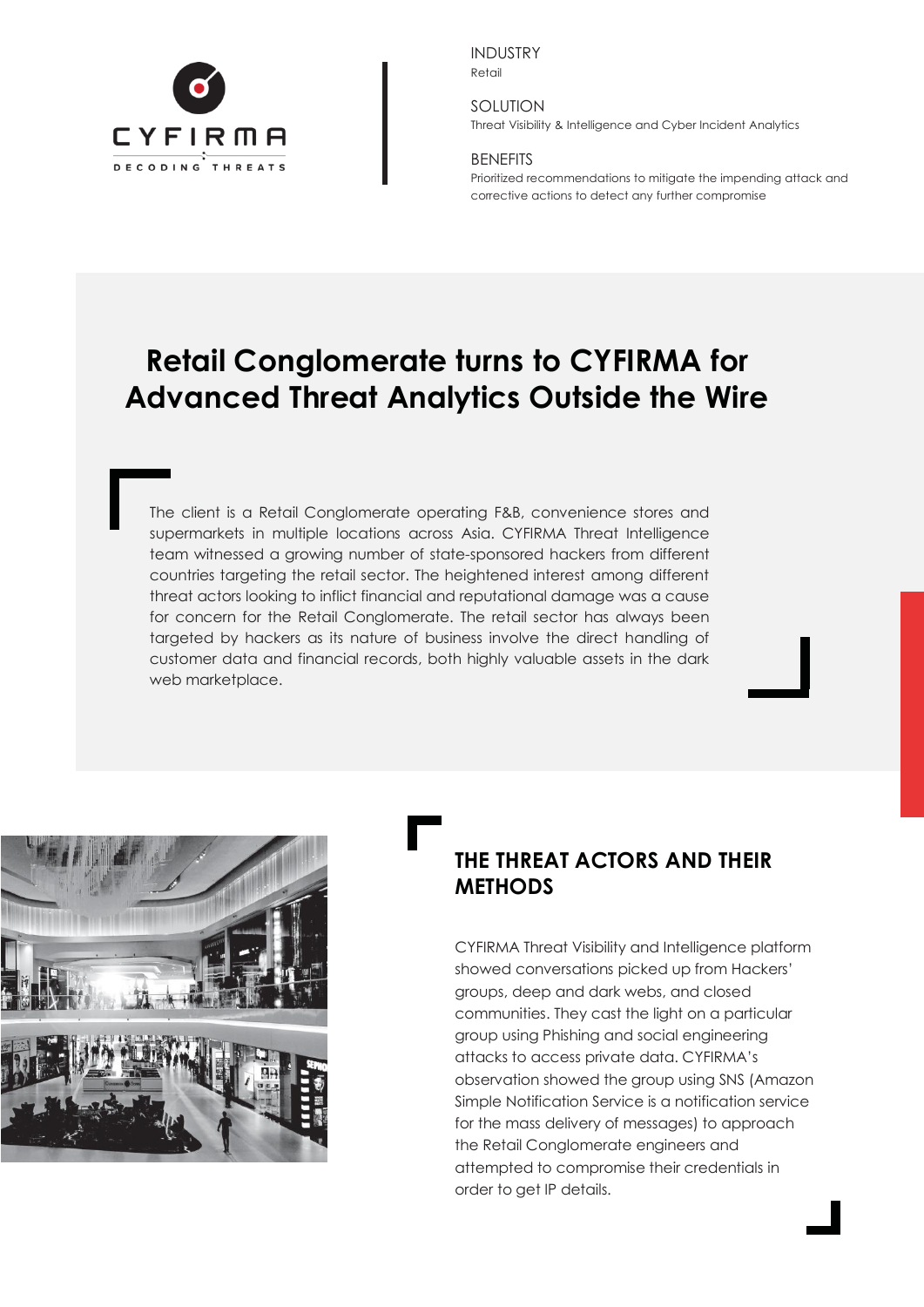CYFIRMA

DECODING THREATS

INDUSTRY
Retail

SOLUTION
Threat Visibility & Intelligence and Cyber Incident Analytics

BENEFITS
Prioritized recommendations to mitigate the impending attack and corrective actions to detect any further compromise

# Retail Conglomerate turns to CYFIRMA for Advanced Threat Analytics Outside the Wire

The client is a Retail Conglomerate operating F&B, convenience stores and supermarkets in multiple locations across Asia. CYFIRMA Threat Intelligence team witnessed a growing number of state-sponsored hackers from different countries targeting the retail sector. The heightened interest among different threat actors looking to inflict financial and reputational damage was a cause for concern for the Retail Conglomerate. The retail sector has always been targeted by hackers as its nature of business involve the direct handling of customer data and financial records, both highly valuable assets in the dark web marketplace.

## THE THREAT ACTORS AND THEIR METHODS

CYFIRMA Threat Visibility and Intelligence platform showed conversations picked up from Hackers' groups, deep and dark webs, and closed communities. They cast the light on a particular group using Phishing and social engineering attacks to access private data. CYFIRMA's observation showed the group using SNS (Amazon Simple Notification Service is a notification service for the mass delivery of messages) to approach the Retail Conglomerate engineers and attempted to compromise their credentials in order to get IP details.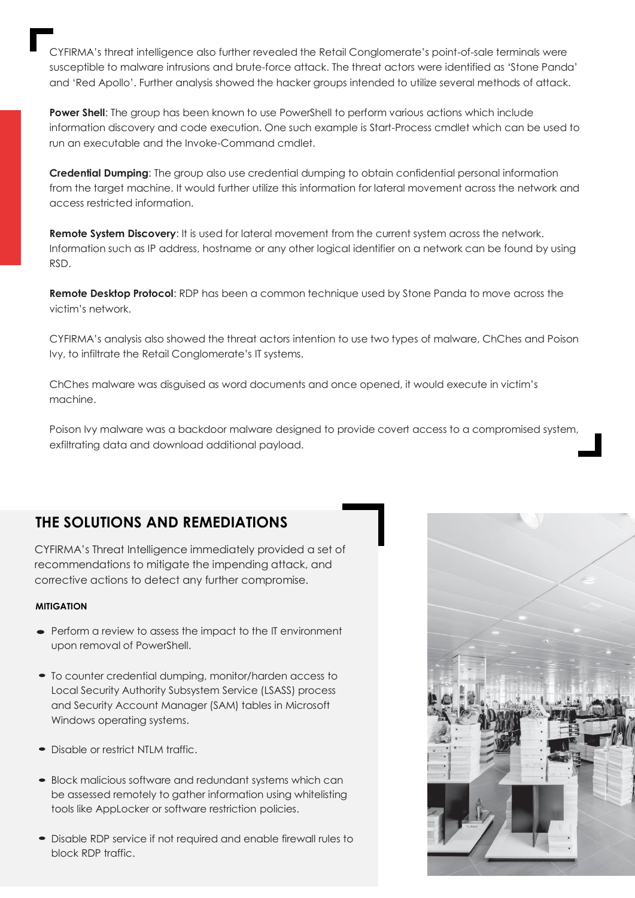CYFIRMA's threat intelligence also further revealed the Retail Conglomerate's point-of-sale terminals were susceptible to malware intrusions and brute-force attack. The threat actors were identified as 'Stone Panda' and 'Red Apollo'. Further analysis showed the hacker groups intended to utilize several methods of attack.

**Power Shell**: The group has been known to use PowerShell to perform various actions which include information discovery and code execution. One such example is Start-Process cmdlet which can be used to run an executable and the Invoke-Command cmdlet.

**Credential Dumping**: The group also use credential dumping to obtain confidential personal information from the target machine. It would further utilize this information for lateral movement across the network and access restricted information.

**Remote System Discovery**: It is used for lateral movement from the current system across the network. Information such as IP address, hostname or any other logical identifier on a network can be found by using RSD.

**Remote Desktop Protocol**: RDP has been a common technique used by Stone Panda to move across the victim's network.

CYFIRMA's analysis also showed the threat actors intention to use two types of malware, ChChes and Poison Ivy, to infiltrate the Retail Conglomerate's IT systems.

ChChes malware was disguised as word documents and once opened, it would execute in victim's machine.

Poison Ivy malware was a backdoor malware designed to provide covert access to a compromised system, exfiltrating data and download additional payload.

## THE SOLUTIONS AND REMEDIATIONS

CYFIRMA's Threat Intelligence immediately provided a set of recommendations to mitigate the impending attack, and corrective actions to detect any further compromise.

#### MITIGATION

- Perform a review to assess the impact to the IT environment upon removal of PowerShell.
- To counter credential dumping, monitor/harden access to Local Security Authority Subsystem Service (LSASS) process and Security Account Manager (SAM) tables in Microsoft Windows operating systems.
- Disable or restrict NTLM traffic.
- Block malicious software and redundant systems which can be assessed remotely to gather information using whitelisting tools like AppLocker or software restriction policies.
- Disable RDP service if not required and enable firewall rules to block RDP traffic.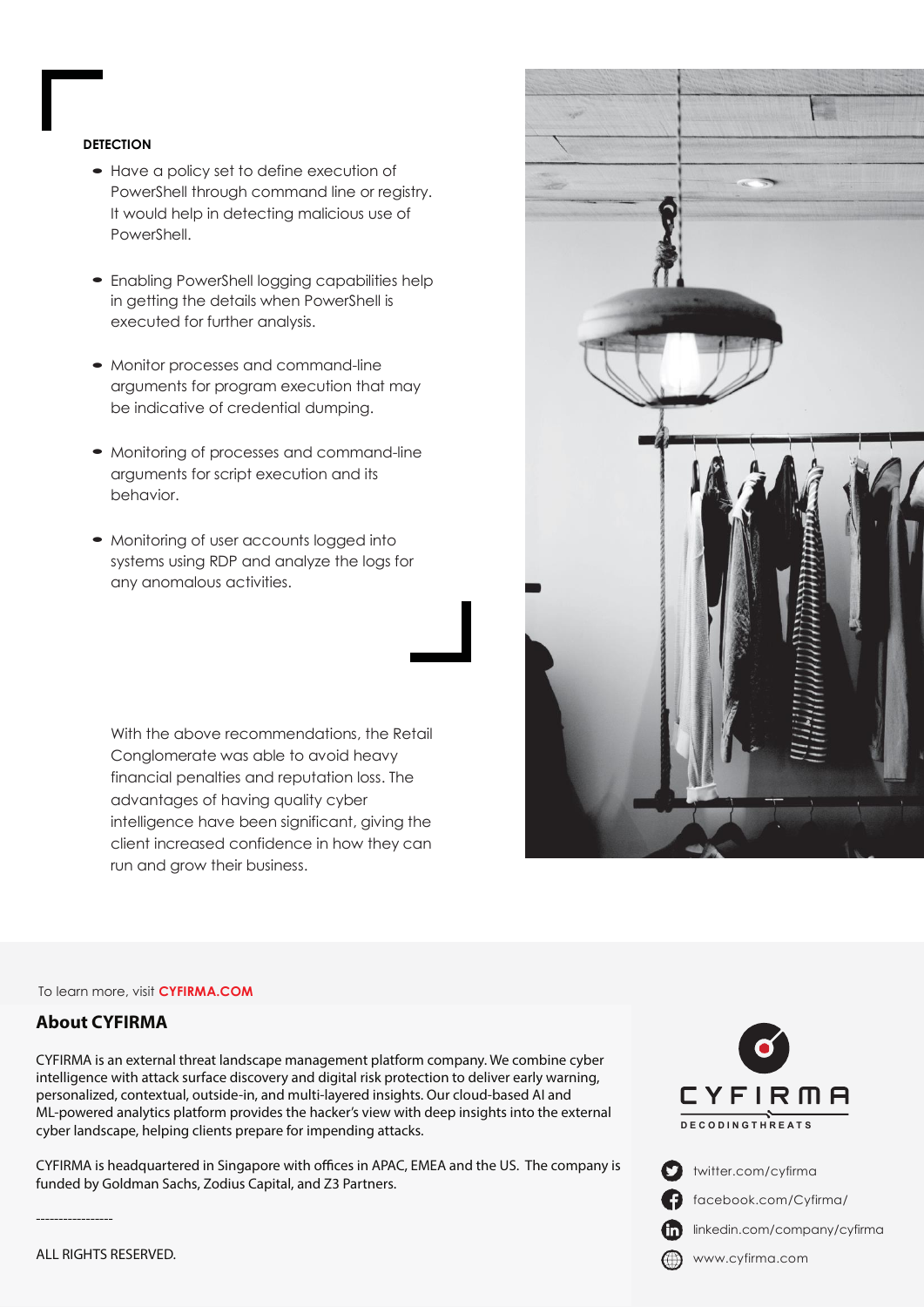### DETECTION

- Have a policy set to define execution of PowerShell through command line or registry. It would help in detecting malicious use of PowerShell.
- Enabling PowerShell logging capabilities help in getting the details when PowerShell is executed for further analysis.
- Monitor processes and command-line arguments for program execution that may be indicative of credential dumping.
- Monitoring of processes and command-line arguments for script execution and its behavior.
- Monitoring of user accounts logged into systems using RDP and analyze the logs for any anomalous activities.

With the above recommendations, the Retail Conglomerate was able to avoid heavy financial penalties and reputation loss. The advantages of having quality cyber intelligence have been significant, giving the client increased confidence in how they can run and grow their business.

To learn more, visit **CYFIRMA.COM**

## About CYFIRMA

CYFIRMA is an external threat landscape management platform company. We combine cyber intelligence with attack surface discovery and digital risk protection to deliver early warning, personalized, contextual, outside-in, and multi-layered insights. Our cloud-based AI and ML-powered analytics platform provides the hacker's view with deep insights into the external cyber landscape, helping clients prepare for impending attacks.

CYFIRMA is headquartered in Singapore with offices in APAC, EMEA and the US. The company is funded by Goldman Sachs, Zodius Capital, and Z3 Partners.

-----------------

ALL RIGHTS RESERVED.

CYFIRMA
DECODINGTHREATS

twitter.com/cyfirma
facebook.com/Cyfirma/
linkedin.com/company/cyfirma
www.cyfirma.com